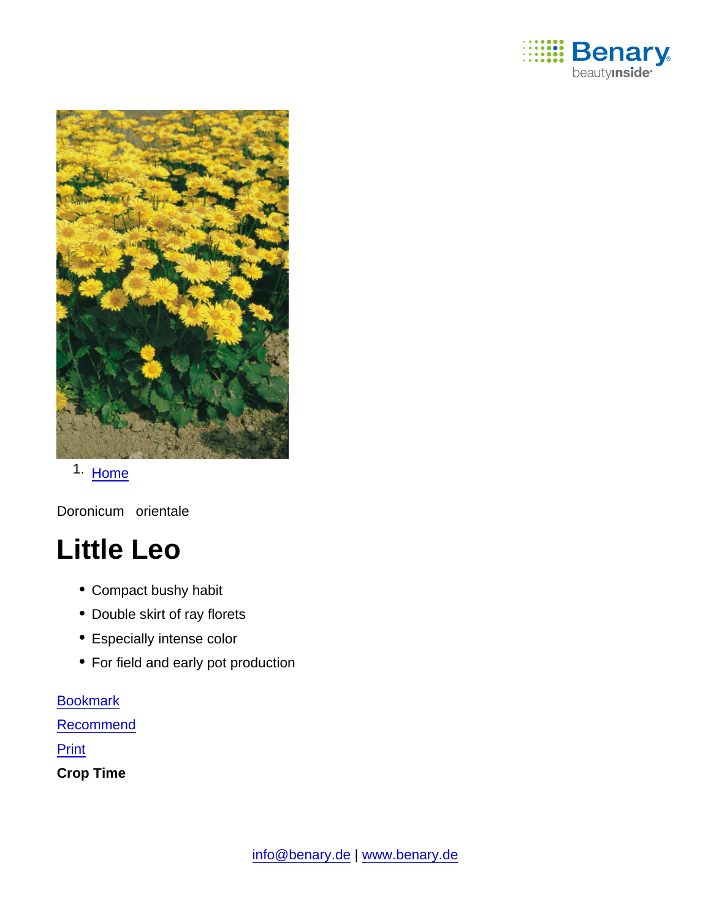1. Home

Doronicum orientale

# Little Leo

- Compact bushy habit
- Double skirt of ray florets
- Especially intense color
- For field and early pot production

Bookmark

Recommend

Print

**Crop Time**

info@benary.de | www.benary.de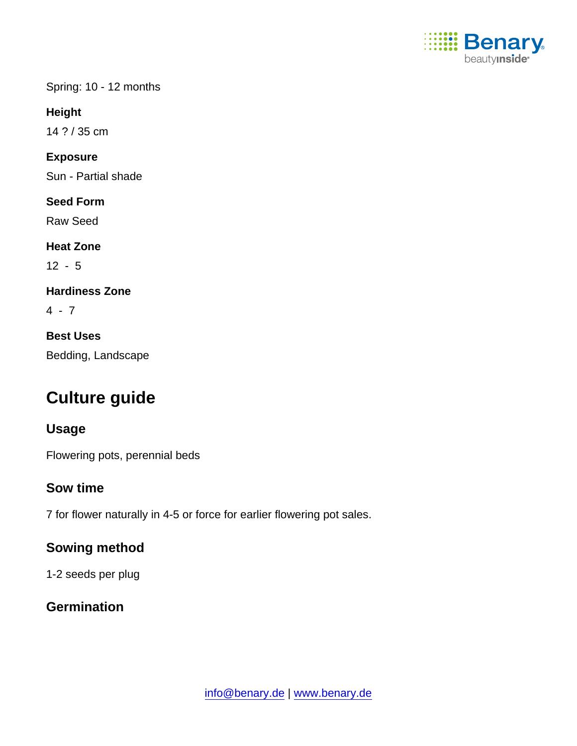Spring: 10 - 12 months

**Height**

14 ? / 35 cm

**Exposure**

Sun - Partial shade

**Seed Form**

Raw Seed

**Heat Zone**

12 - 5

**Hardiness Zone**

4 - 7

**Best Uses**

Bedding, Landscape

# Culture guide

## Usage

Flowering pots, perennial beds

## Sow time

7 for flower naturally in 4-5 or force for earlier flowering pot sales.

## Sowing method

1-2 seeds per plug

## Germination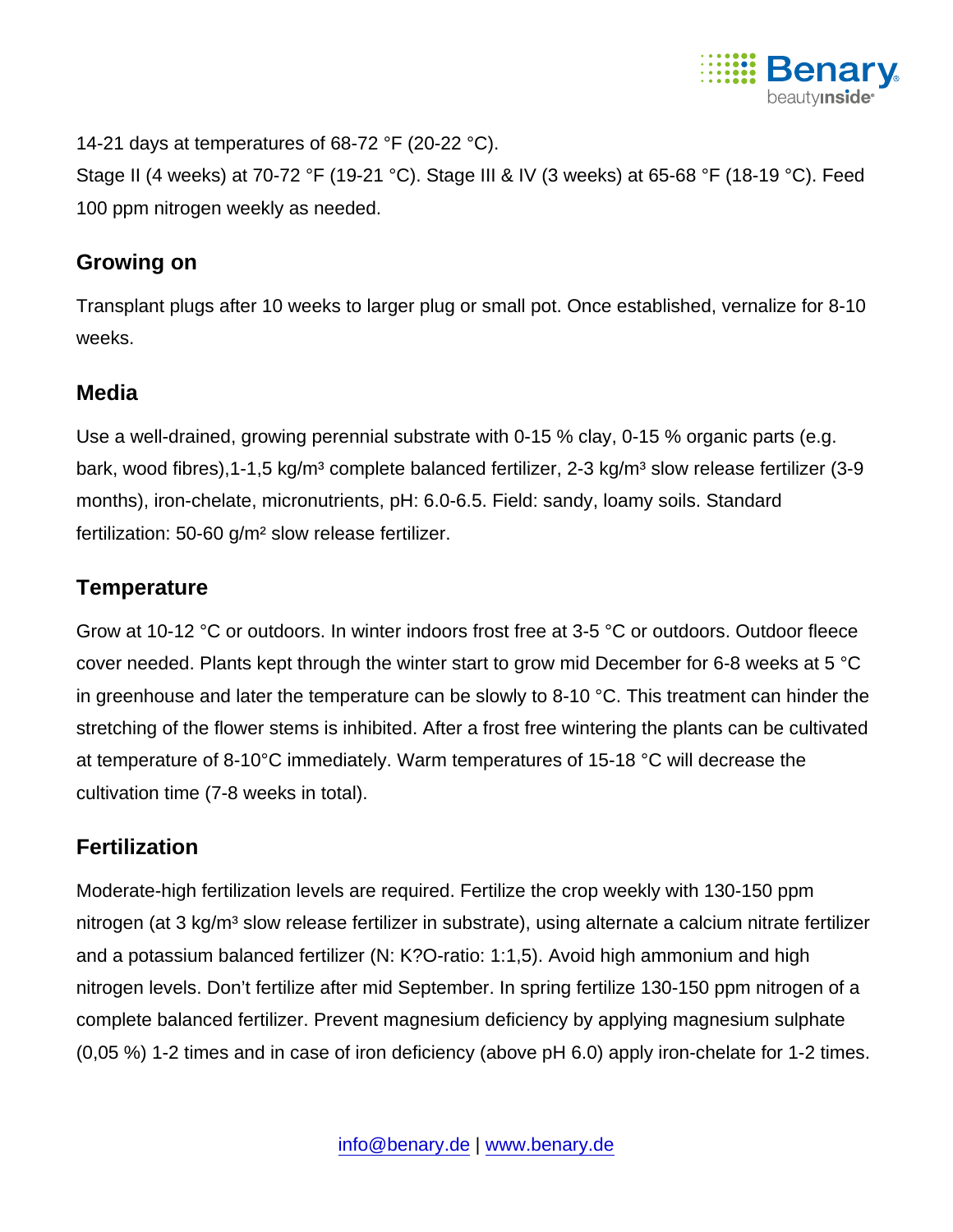14-21 days at temperatures of 68-72 °F (20-22 °C).
Stage II (4 weeks) at 70-72 °F (19-21 °C). Stage III & IV (3 weeks) at 65-68 °F (18-19 °C). Feed 100 ppm nitrogen weekly as needed.

## Growing on

Transplant plugs after 10 weeks to larger plug or small pot. Once established, vernalize for 8-10 weeks.

## Media

Use a well-drained, growing perennial substrate with 0-15 % clay, 0-15 % organic parts (e.g. bark, wood fibres),1-1,5 kg/m³ complete balanced fertilizer, 2-3 kg/m³ slow release fertilizer (3-9 months), iron-chelate, micronutrients, pH: 6.0-6.5. Field: sandy, loamy soils. Standard fertilization: 50-60 g/m² slow release fertilizer.

## Temperature

Grow at 10-12 °C or outdoors. In winter indoors frost free at 3-5 °C or outdoors. Outdoor fleece cover needed. Plants kept through the winter start to grow mid December for 6-8 weeks at 5 °C in greenhouse and later the temperature can be slowly to 8-10 °C. This treatment can hinder the stretching of the flower stems is inhibited. After a frost free wintering the plants can be cultivated at temperature of 8-10°C immediately. Warm temperatures of 15-18 °C will decrease the cultivation time (7-8 weeks in total).

## Fertilization

Moderate-high fertilization levels are required. Fertilize the crop weekly with 130-150 ppm nitrogen (at 3 kg/m³ slow release fertilizer in substrate), using alternate a calcium nitrate fertilizer and a potassium balanced fertilizer (N: K?O-ratio: 1:1,5). Avoid high ammonium and high nitrogen levels. Don't fertilize after mid September. In spring fertilize 130-150 ppm nitrogen of a complete balanced fertilizer. Prevent magnesium deficiency by applying magnesium sulphate (0,05 %) 1-2 times and in case of iron deficiency (above pH 6.0) apply iron-chelate for 1-2 times.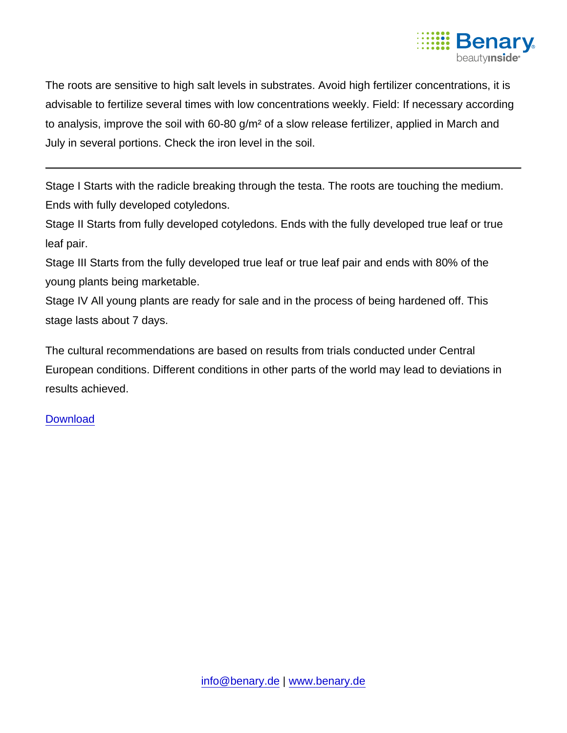The roots are sensitive to high salt levels in substrates. Avoid high fertilizer concentrations, it is advisable to fertilize several times with low concentrations weekly. Field: If necessary according to analysis, improve the soil with 60-80 g/m² of a slow release fertilizer, applied in March and July in several portions. Check the iron level in the soil.

---

Stage I Starts with the radicle breaking through the testa. The roots are touching the medium. Ends with fully developed cotyledons.

Stage II Starts from fully developed cotyledons. Ends with the fully developed true leaf or true leaf pair.

Stage III Starts from the fully developed true leaf or true leaf pair and ends with 80% of the young plants being marketable.

Stage IV All young plants are ready for sale and in the process of being hardened off. This stage lasts about 7 days.

The cultural recommendations are based on results from trials conducted under Central European conditions. Different conditions in other parts of the world may lead to deviations in results achieved.

Download

info@benary.de | www.benary.de